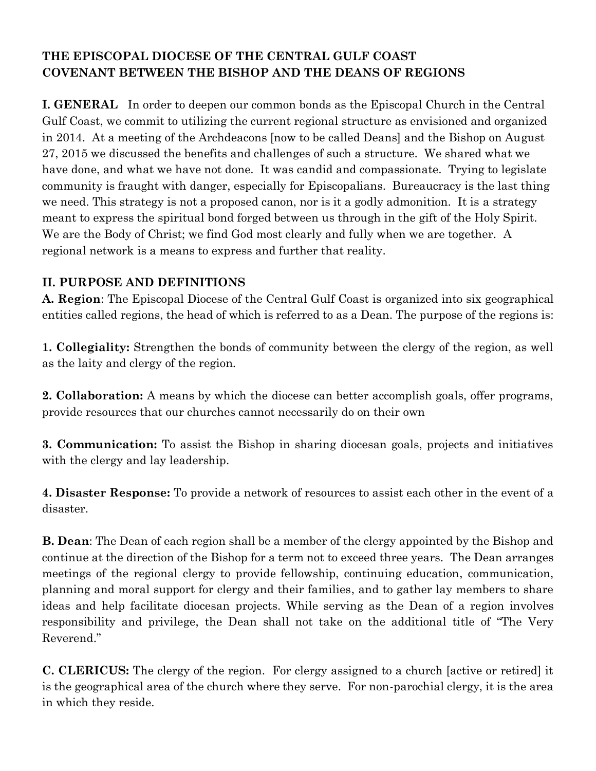**THE EPISCOPAL DIOCESE OF THE CENTRAL GULF COAST**
**COVENANT BETWEEN THE BISHOP AND THE DEANS OF REGIONS**

**I. GENERAL** In order to deepen our common bonds as the Episcopal Church in the Central Gulf Coast, we commit to utilizing the current regional structure as envisioned and organized in 2014. At a meeting of the Archdeacons [now to be called Deans] and the Bishop on August 27, 2015 we discussed the benefits and challenges of such a structure. We shared what we have done, and what we have not done. It was candid and compassionate. Trying to legislate community is fraught with danger, especially for Episcopalians. Bureaucracy is the last thing we need. This strategy is not a proposed canon, nor is it a godly admonition. It is a strategy meant to express the spiritual bond forged between us through in the gift of the Holy Spirit. We are the Body of Christ; we find God most clearly and fully when we are together. A regional network is a means to express and further that reality.

**II. PURPOSE AND DEFINITIONS**

**A. Region**: The Episcopal Diocese of the Central Gulf Coast is organized into six geographical entities called regions, the head of which is referred to as a Dean. The purpose of the regions is:

**1. Collegiality:** Strengthen the bonds of community between the clergy of the region, as well as the laity and clergy of the region.

**2. Collaboration:** A means by which the diocese can better accomplish goals, offer programs, provide resources that our churches cannot necessarily do on their own

**3. Communication:** To assist the Bishop in sharing diocesan goals, projects and initiatives with the clergy and lay leadership.

**4. Disaster Response:** To provide a network of resources to assist each other in the event of a disaster.

**B. Dean**: The Dean of each region shall be a member of the clergy appointed by the Bishop and continue at the direction of the Bishop for a term not to exceed three years. The Dean arranges meetings of the regional clergy to provide fellowship, continuing education, communication, planning and moral support for clergy and their families, and to gather lay members to share ideas and help facilitate diocesan projects. While serving as the Dean of a region involves responsibility and privilege, the Dean shall not take on the additional title of "The Very Reverend."

**C. CLERICUS:** The clergy of the region. For clergy assigned to a church [active or retired] it is the geographical area of the church where they serve. For non-parochial clergy, it is the area in which they reside.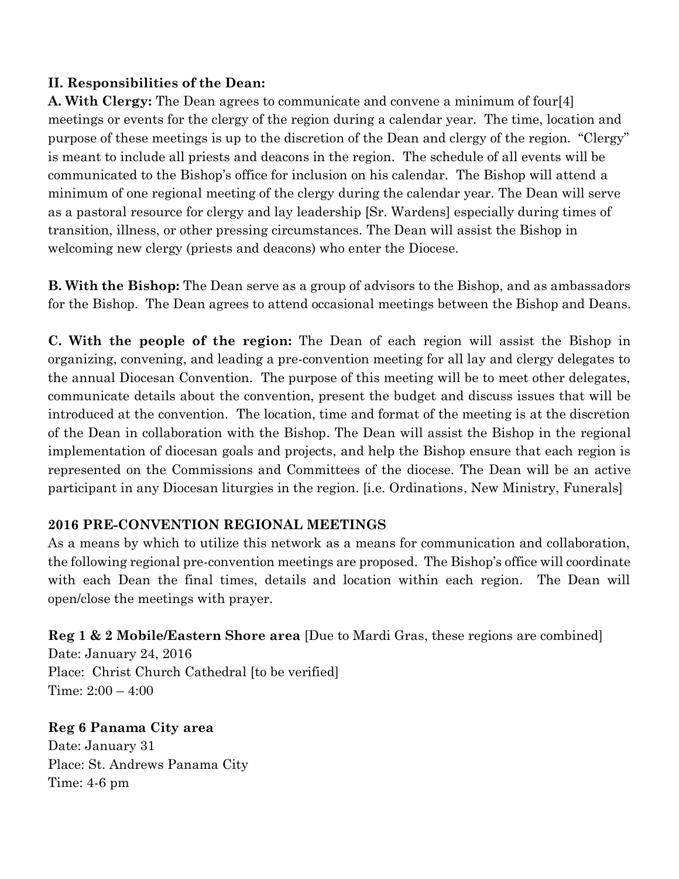**II. Responsibilities of the Dean:**

**A. With Clergy:** The Dean agrees to communicate and convene a minimum of four[4] meetings or events for the clergy of the region during a calendar year. The time, location and purpose of these meetings is up to the discretion of the Dean and clergy of the region. "Clergy" is meant to include all priests and deacons in the region. The schedule of all events will be communicated to the Bishop's office for inclusion on his calendar. The Bishop will attend a minimum of one regional meeting of the clergy during the calendar year. The Dean will serve as a pastoral resource for clergy and lay leadership [Sr. Wardens] especially during times of transition, illness, or other pressing circumstances. The Dean will assist the Bishop in welcoming new clergy (priests and deacons) who enter the Diocese.

**B. With the Bishop:** The Dean serve as a group of advisors to the Bishop, and as ambassadors for the Bishop. The Dean agrees to attend occasional meetings between the Bishop and Deans.

**C. With the people of the region:** The Dean of each region will assist the Bishop in organizing, convening, and leading a pre-convention meeting for all lay and clergy delegates to the annual Diocesan Convention. The purpose of this meeting will be to meet other delegates, communicate details about the convention, present the budget and discuss issues that will be introduced at the convention. The location, time and format of the meeting is at the discretion of the Dean in collaboration with the Bishop. The Dean will assist the Bishop in the regional implementation of diocesan goals and projects, and help the Bishop ensure that each region is represented on the Commissions and Committees of the diocese. The Dean will be an active participant in any Diocesan liturgies in the region. [i.e. Ordinations, New Ministry, Funerals]

**2016 PRE-CONVENTION REGIONAL MEETINGS**

As a means by which to utilize this network as a means for communication and collaboration, the following regional pre-convention meetings are proposed. The Bishop's office will coordinate with each Dean the final times, details and location within each region. The Dean will open/close the meetings with prayer.

**Reg 1 & 2 Mobile/Eastern Shore area** [Due to Mardi Gras, these regions are combined]
Date: January 24, 2016
Place: Christ Church Cathedral [to be verified]
Time: 2:00 – 4:00

**Reg 6 Panama City area**
Date: January 31
Place: St. Andrews Panama City
Time: 4-6 pm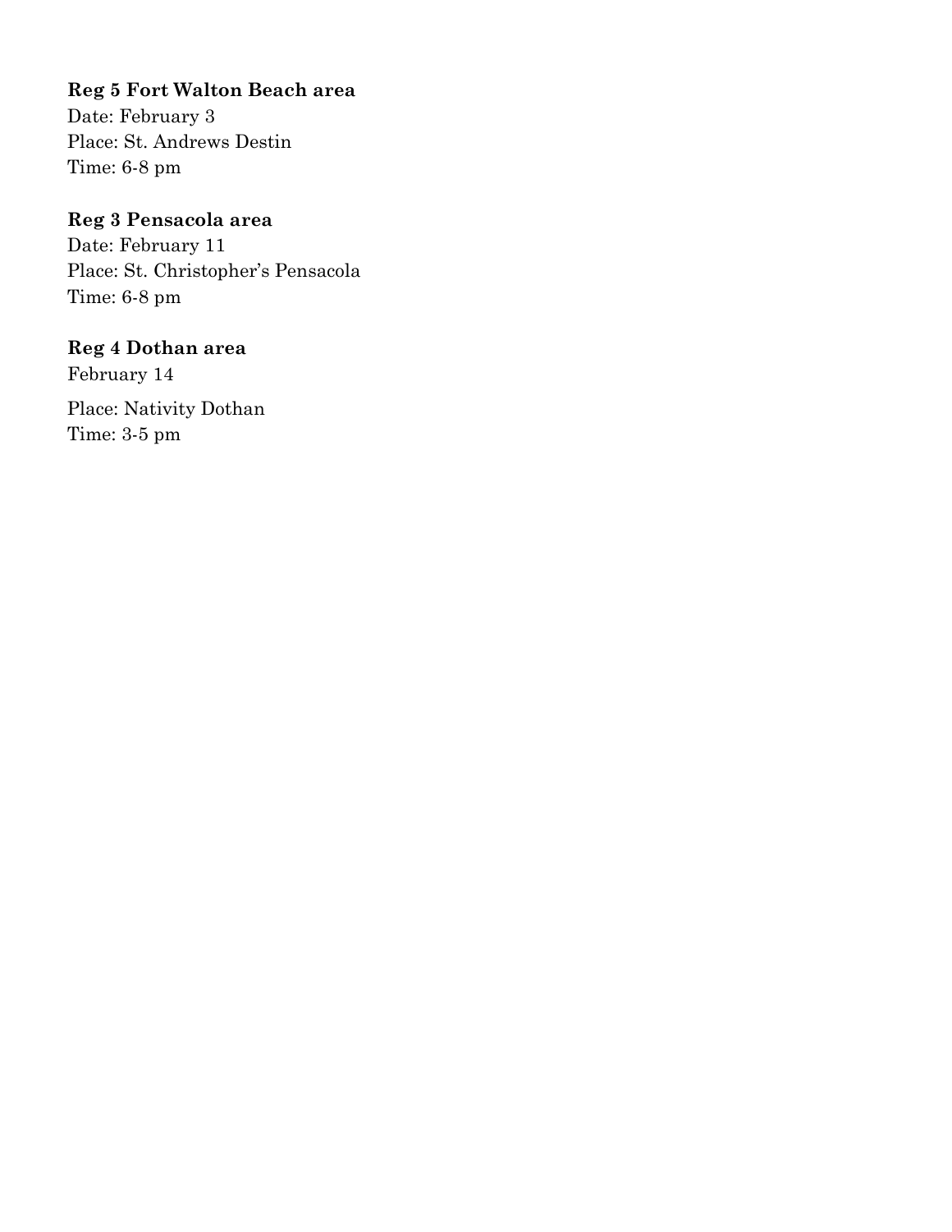**Reg 5 Fort Walton Beach area**
Date: February 3
Place: St. Andrews Destin
Time: 6-8 pm

**Reg 3 Pensacola area**
Date: February 11
Place: St. Christopher's Pensacola
Time: 6-8 pm

**Reg 4 Dothan area**
February 14

Place: Nativity Dothan
Time: 3-5 pm